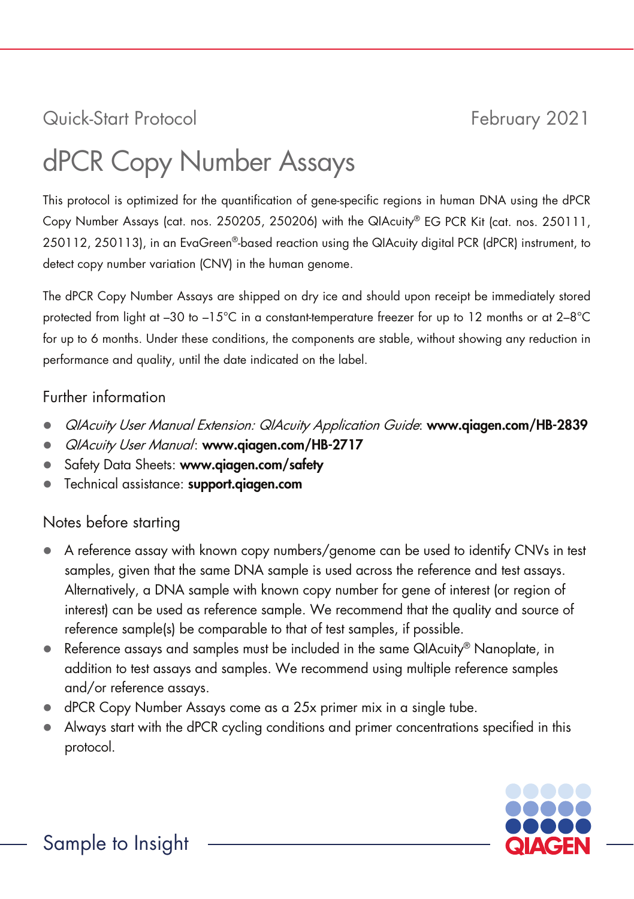Quick-Start Protocol February 2021

# dPCR Copy Number Assays

This protocol is optimized for the quantification of gene-specific regions in human DNA using the dPCR Copy Number Assays (cat. nos. 250205, 250206) with the QIAcuity® EG PCR Kit (cat. nos. 250111, 250112, 250113), in an EvaGreen®-based reaction using the QIAcuity digital PCR (dPCR) instrument, to detect copy number variation (CNV) in the human genome.

The dPCR Copy Number Assays are shipped on dry ice and should upon receipt be immediately stored protected from light at –30 to –15°C in a constant-temperature freezer for up to 12 months or at 2–8°C for up to 6 months. Under these conditions, the components are stable, without showing any reduction in performance and quality, until the date indicated on the label.

## Further information

- *QIAcuity User Manual Extension: QIAcuity Application Guide*: **www.qiagen.com/HB-2839**
- *QIAcuity User Manual*: **www.qiagen.com/HB-2717**
- Safety Data Sheets: **www.qiagen.com/safety**
- Technical assistance: **support.qiagen.com**

## Notes before starting

- A reference assay with known copy numbers/genome can be used to identify CNVs in test samples, given that the same DNA sample is used across the reference and test assays. Alternatively, a DNA sample with known copy number for gene of interest (or region of interest) can be used as reference sample. We recommend that the quality and source of reference sample(s) be comparable to that of test samples, if possible.
- Reference assays and samples must be included in the same QIAcuity® Nanoplate, in addition to test assays and samples. We recommend using multiple reference samples and/or reference assays.
- dPCR Copy Number Assays come as a 25x primer mix in a single tube.
- Always start with the dPCR cycling conditions and primer concentrations specified in this protocol.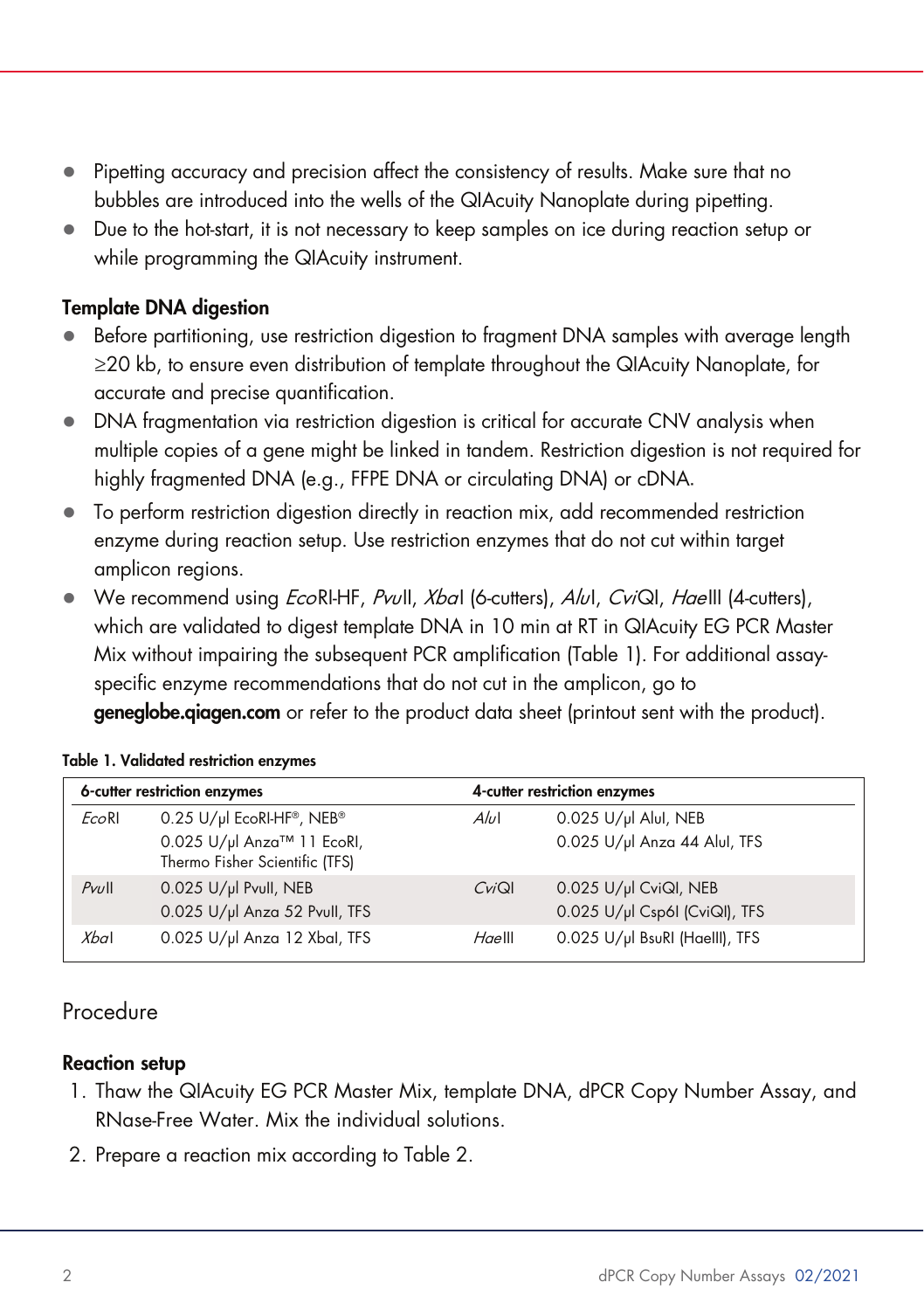- Pipetting accuracy and precision affect the consistency of results. Make sure that no bubbles are introduced into the wells of the QIAcuity Nanoplate during pipetting.
- Due to the hot-start, it is not necessary to keep samples on ice during reaction setup or while programming the QIAcuity instrument.

**Template DNA digestion**

- Before partitioning, use restriction digestion to fragment DNA samples with average length ≥20 kb, to ensure even distribution of template throughout the QIAcuity Nanoplate, for accurate and precise quantification.
- DNA fragmentation via restriction digestion is critical for accurate CNV analysis when multiple copies of a gene might be linked in tandem. Restriction digestion is not required for highly fragmented DNA (e.g., FFPE DNA or circulating DNA) or cDNA.
- To perform restriction digestion directly in reaction mix, add recommended restriction enzyme during reaction setup. Use restriction enzymes that do not cut within target amplicon regions.
- We recommend using *Eco*RI-HF, *Pvu*II, *Xba*I (6-cutters), *Alu*I, *Cvi*QI, *Hae*III (4-cutters), which are validated to digest template DNA in 10 min at RT in QIAcuity EG PCR Master Mix without impairing the subsequent PCR amplification (Table 1). For additional assay-specific enzyme recommendations that do not cut in the amplicon, go to **geneglobe.qiagen.com** or refer to the product data sheet (printout sent with the product).

**Table 1. Validated restriction enzymes**

| 6-cutter restriction enzymes | | 4-cutter restriction enzymes | |
|---|---|---|---|
| *Eco*RI | 0.25 U/µl EcoRI-HF®, NEB®<br>0.025 U/µl Anza™ 11 EcoRI, Thermo Fisher Scientific (TFS) | *Alu*I | 0.025 U/µl AluI, NEB<br>0.025 U/µl Anza 44 AluI, TFS |
| *Pvu*II | 0.025 U/µl PvuII, NEB<br>0.025 U/µl Anza 52 PvuII, TFS | *Cvi*QI | 0.025 U/µl CviQI, NEB<br>0.025 U/µl Csp6I (CviQI), TFS |
| *Xba*I | 0.025 U/µl Anza 12 XbaI, TFS | *Hae*III | 0.025 U/µl BsuRI (HaeIII), TFS |

## Procedure

**Reaction setup**

1. Thaw the QIAcuity EG PCR Master Mix, template DNA, dPCR Copy Number Assay, and RNase-Free Water. Mix the individual solutions.
2. Prepare a reaction mix according to Table 2.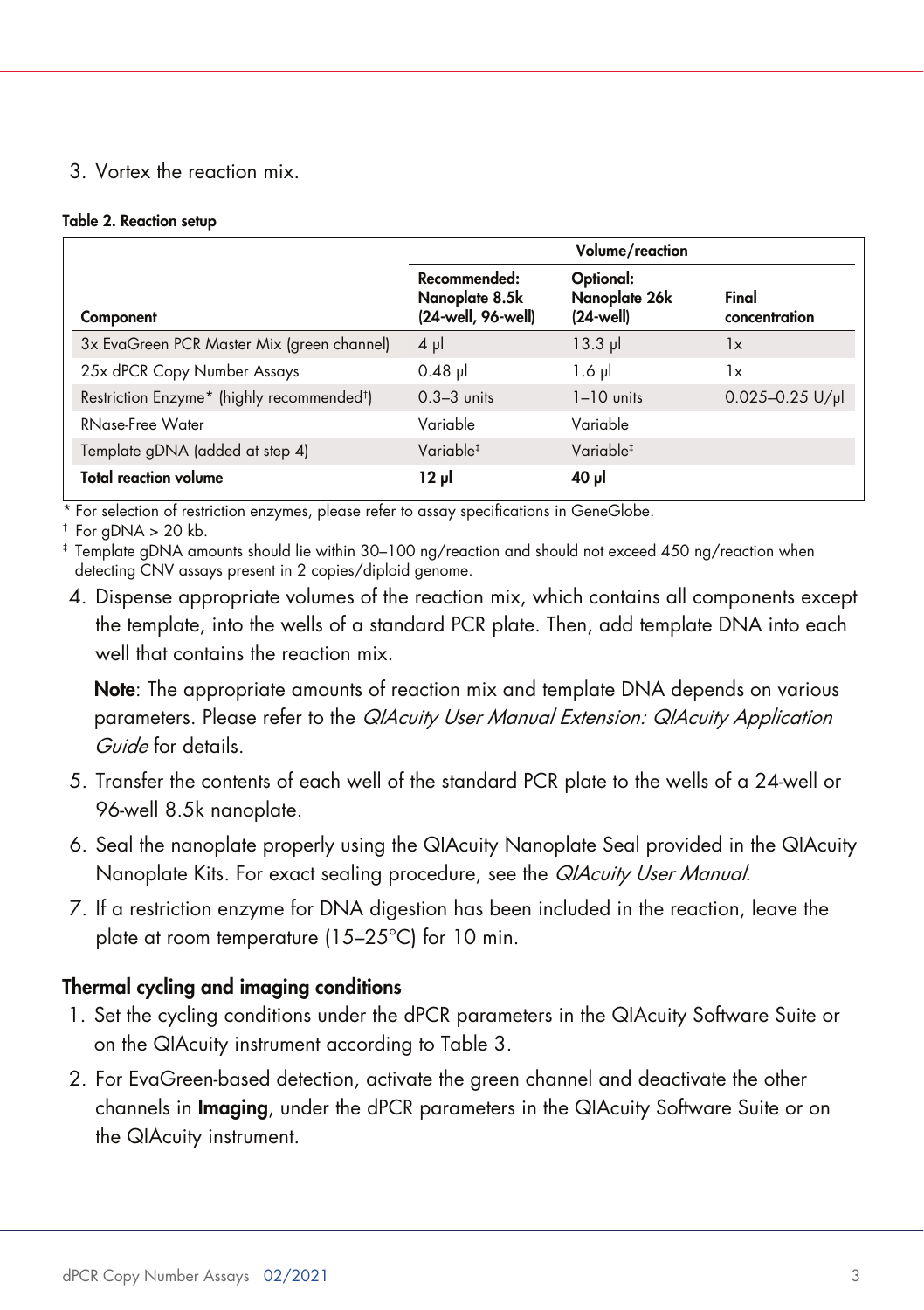3. Vortex the reaction mix.

**Table 2. Reaction setup**

| Component | Volume/reaction | | |
|---|---|---|---|
| | **Recommended: Nanoplate 8.5k (24-well, 96-well)** | **Optional: Nanoplate 26k (24-well)** | **Final concentration** |
| 3x EvaGreen PCR Master Mix (green channel) | 4 µl | 13.3 µl | 1x |
| 25x dPCR Copy Number Assays | 0.48 µl | 1.6 µl | 1x |
| Restriction Enzyme* (highly recommended†) | 0.3–3 units | 1–10 units | 0.025–0.25 U/µl |
| RNase-Free Water | Variable | Variable | |
| Template gDNA (added at step 4) | Variable‡ | Variable‡ | |
| **Total reaction volume** | **12 µl** | **40 µl** | |

\* For selection of restriction enzymes, please refer to assay specifications in GeneGlobe.

† For gDNA > 20 kb.

‡ Template gDNA amounts should lie within 30–100 ng/reaction and should not exceed 450 ng/reaction when detecting CNV assays present in 2 copies/diploid genome.

4. Dispense appropriate volumes of the reaction mix, which contains all components except the template, into the wells of a standard PCR plate. Then, add template DNA into each well that contains the reaction mix.

   **Note**: The appropriate amounts of reaction mix and template DNA depends on various parameters. Please refer to the *QIAcuity User Manual Extension: QIAcuity Application Guide* for details.

5. Transfer the contents of each well of the standard PCR plate to the wells of a 24-well or 96-well 8.5k nanoplate.
6. Seal the nanoplate properly using the QIAcuity Nanoplate Seal provided in the QIAcuity Nanoplate Kits. For exact sealing procedure, see the *QIAcuity User Manual*.
7. If a restriction enzyme for DNA digestion has been included in the reaction, leave the plate at room temperature (15–25°C) for 10 min.

### Thermal cycling and imaging conditions

1. Set the cycling conditions under the dPCR parameters in the QIAcuity Software Suite or on the QIAcuity instrument according to Table 3.
2. For EvaGreen-based detection, activate the green channel and deactivate the other channels in **Imaging**, under the dPCR parameters in the QIAcuity Software Suite or on the QIAcuity instrument.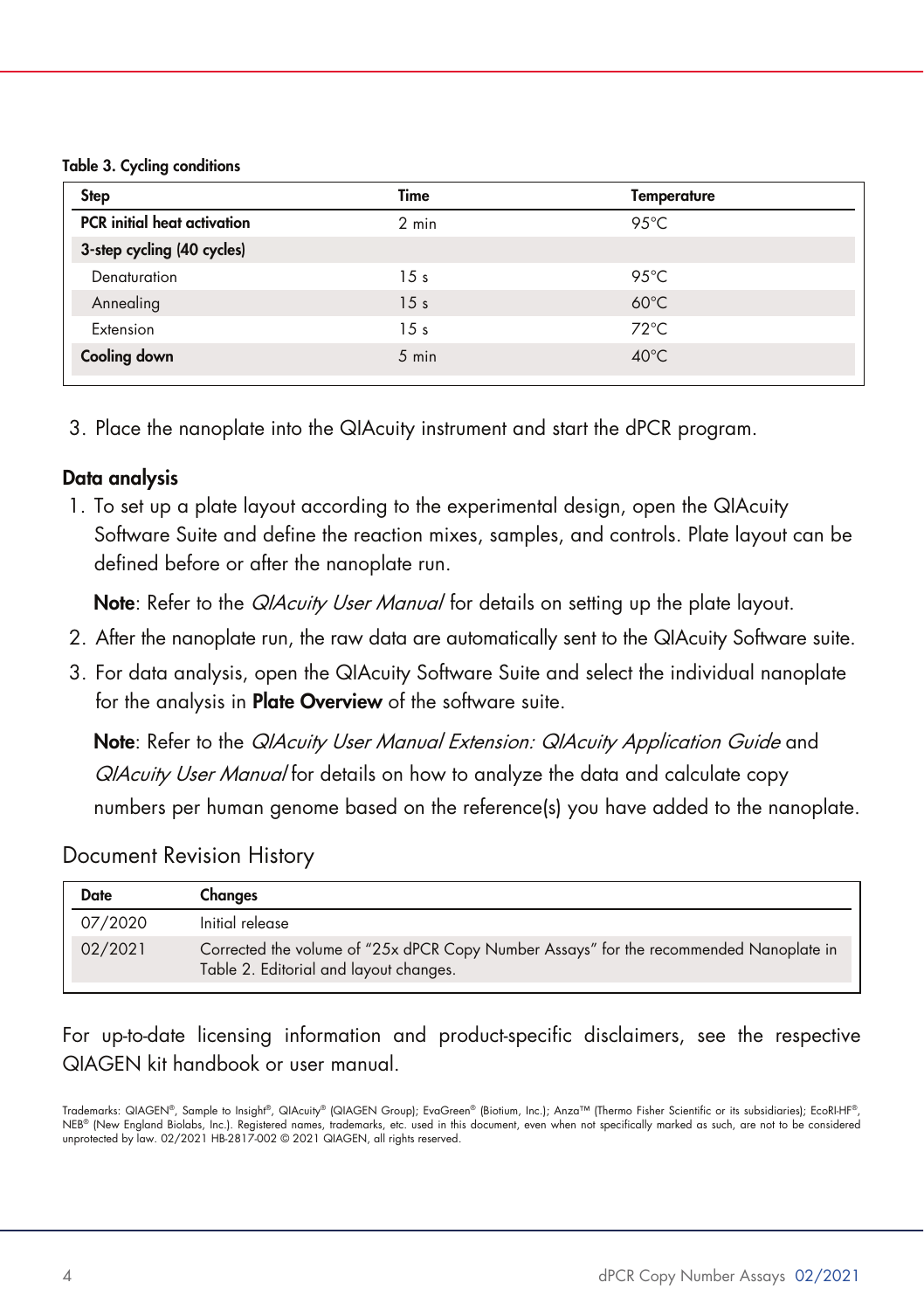**Table 3. Cycling conditions**

| Step | Time | Temperature |
|---|---|---|
| **PCR initial heat activation** | 2 min | 95°C |
| **3-step cycling (40 cycles)** | | |
| Denaturation | 15 s | 95°C |
| Annealing | 15 s | 60°C |
| Extension | 15 s | 72°C |
| **Cooling down** | 5 min | 40°C |

3. Place the nanoplate into the QIAcuity instrument and start the dPCR program.

### Data analysis

1. To set up a plate layout according to the experimental design, open the QIAcuity Software Suite and define the reaction mixes, samples, and controls. Plate layout can be defined before or after the nanoplate run.

   **Note**: Refer to the *QIAcuity User Manual* for details on setting up the plate layout.

2. After the nanoplate run, the raw data are automatically sent to the QIAcuity Software suite.
3. For data analysis, open the QIAcuity Software Suite and select the individual nanoplate for the analysis in **Plate Overview** of the software suite.

   **Note**: Refer to the *QIAcuity User Manual Extension: QIAcuity Application Guide* and *QIAcuity User Manual* for details on how to analyze the data and calculate copy numbers per human genome based on the reference(s) you have added to the nanoplate.

## Document Revision History

| Date | Changes |
|---|---|
| 07/2020 | Initial release |
| 02/2021 | Corrected the volume of "25x dPCR Copy Number Assays" for the recommended Nanoplate in Table 2. Editorial and layout changes. |

For up-to-date licensing information and product-specific disclaimers, see the respective QIAGEN kit handbook or user manual.

Trademarks: QIAGEN®, Sample to Insight®, QIAcuity® (QIAGEN Group); EvaGreen® (Biotium, Inc.); Anza™ (Thermo Fisher Scientific or its subsidiaries); EcoRI-HF®, NEB® (New England Biolabs, Inc.). Registered names, trademarks, etc. used in this document, even when not specifically marked as such, are not to be considered unprotected by law. 02/2021 HB-2817-002 © 2021 QIAGEN, all rights reserved.